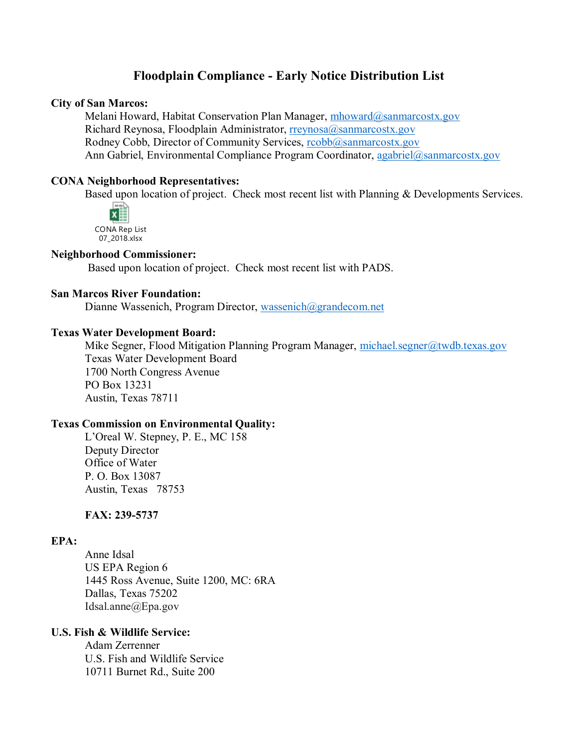# Floodplain Compliance - Early Notice Distribution List

**City of San Marcos:**

Melani Howard, Habitat Conservation Plan Manager, mhoward@sanmarcostx.gov
Richard Reynosa, Floodplain Administrator, rreynosa@sanmarcostx.gov
Rodney Cobb, Director of Community Services, rcobb@sanmarcostx.gov
Ann Gabriel, Environmental Compliance Program Coordinator, agabriel@sanmarcostx.gov

**CONA Neighborhood Representatives:**

Based upon location of project. Check most recent list with Planning & Developments Services.

CONA Rep List 07_2018.xlsx

**Neighborhood Commissioner:**

Based upon location of project. Check most recent list with PADS.

**San Marcos River Foundation:**

Dianne Wassenich, Program Director, wassenich@grandecom.net

**Texas Water Development Board:**

Mike Segner, Flood Mitigation Planning Program Manager, michael.segner@twdb.texas.gov
Texas Water Development Board
1700 North Congress Avenue
PO Box 13231
Austin, Texas 78711

**Texas Commission on Environmental Quality:**

L'Oreal W. Stepney, P. E., MC 158
Deputy Director
Office of Water
P. O. Box 13087
Austin, Texas 78753

**FAX: 239-5737**

**EPA:**

Anne Idsal
US EPA Region 6
1445 Ross Avenue, Suite 1200, MC: 6RA
Dallas, Texas 75202
Idsal.anne@Epa.gov

**U.S. Fish & Wildlife Service:**

Adam Zerrenner
U.S. Fish and Wildlife Service
10711 Burnet Rd., Suite 200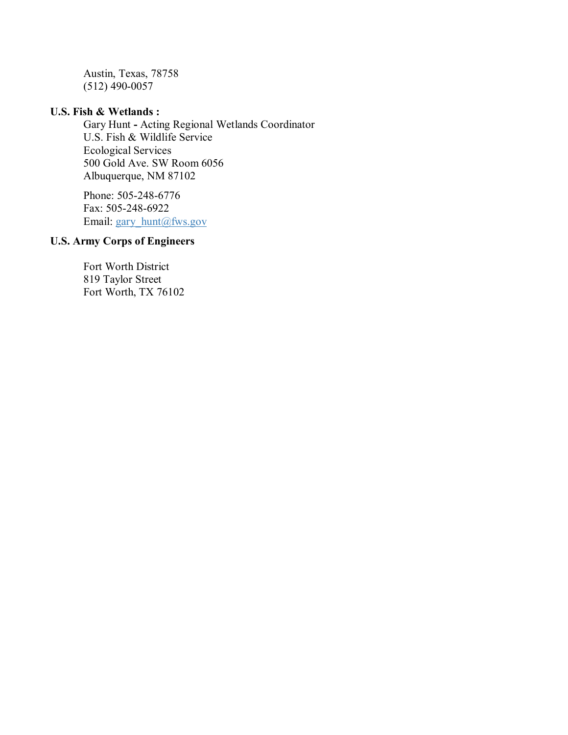Austin, Texas, 78758
(512) 490-0057

**U.S. Fish & Wetlands :**

Gary Hunt **-** Acting Regional Wetlands Coordinator
U.S. Fish & Wildlife Service
Ecological Services
500 Gold Ave. SW Room 6056
Albuquerque, NM 87102

Phone: 505-248-6776
Fax: 505-248-6922
Email: gary_hunt@fws.gov

**U.S. Army Corps of Engineers**

Fort Worth District
819 Taylor Street
Fort Worth, TX 76102